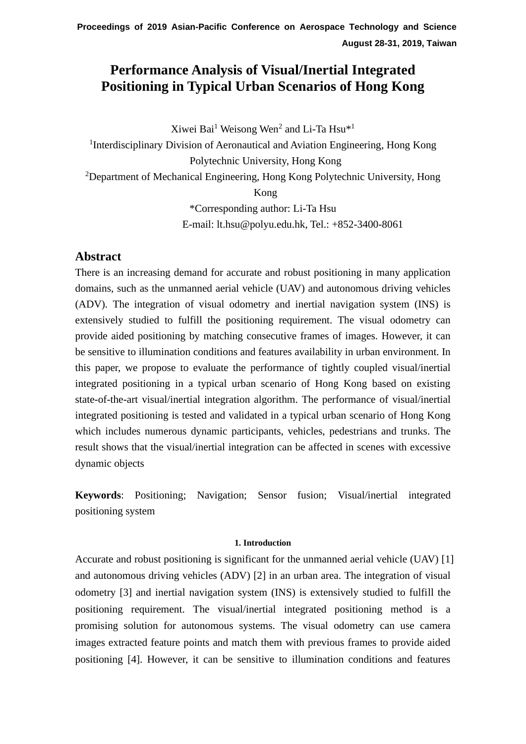Proceedings of 2019 Asian-Pacific Conference on Aerospace Technology and Science
August 28-31, 2019, Taiwan

# Performance Analysis of Visual/Inertial Integrated Positioning in Typical Urban Scenarios of Hong Kong

Xiwei Bai[1] Weisong Wen[2] and Li-Ta Hsu*[1]

[1]Interdisciplinary Division of Aeronautical and Aviation Engineering, Hong Kong Polytechnic University, Hong Kong

[2]Department of Mechanical Engineering, Hong Kong Polytechnic University, Hong Kong

*Corresponding author: Li-Ta Hsu

E-mail: lt.hsu@polyu.edu.hk, Tel.: +852-3400-8061

## Abstract

There is an increasing demand for accurate and robust positioning in many application domains, such as the unmanned aerial vehicle (UAV) and autonomous driving vehicles (ADV). The integration of visual odometry and inertial navigation system (INS) is extensively studied to fulfill the positioning requirement. The visual odometry can provide aided positioning by matching consecutive frames of images. However, it can be sensitive to illumination conditions and features availability in urban environment. In this paper, we propose to evaluate the performance of tightly coupled visual/inertial integrated positioning in a typical urban scenario of Hong Kong based on existing state-of-the-art visual/inertial integration algorithm. The performance of visual/inertial integrated positioning is tested and validated in a typical urban scenario of Hong Kong which includes numerous dynamic participants, vehicles, pedestrians and trunks. The result shows that the visual/inertial integration can be affected in scenes with excessive dynamic objects

**Keywords**: Positioning; Navigation; Sensor fusion; Visual/inertial integrated positioning system

## 1. Introduction

Accurate and robust positioning is significant for the unmanned aerial vehicle (UAV) [1] and autonomous driving vehicles (ADV) [2] in an urban area. The integration of visual odometry [3] and inertial navigation system (INS) is extensively studied to fulfill the positioning requirement. The visual/inertial integrated positioning method is a promising solution for autonomous systems. The visual odometry can use camera images extracted feature points and match them with previous frames to provide aided positioning [4]. However, it can be sensitive to illumination conditions and features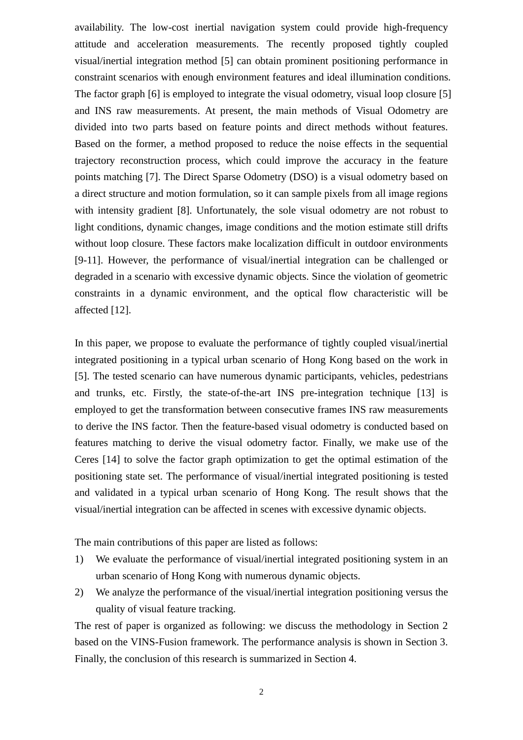availability. The low-cost inertial navigation system could provide high-frequency attitude and acceleration measurements. The recently proposed tightly coupled visual/inertial integration method [5] can obtain prominent positioning performance in constraint scenarios with enough environment features and ideal illumination conditions. The factor graph [6] is employed to integrate the visual odometry, visual loop closure [5] and INS raw measurements. At present, the main methods of Visual Odometry are divided into two parts based on feature points and direct methods without features. Based on the former, a method proposed to reduce the noise effects in the sequential trajectory reconstruction process, which could improve the accuracy in the feature points matching [7]. The Direct Sparse Odometry (DSO) is a visual odometry based on a direct structure and motion formulation, so it can sample pixels from all image regions with intensity gradient [8]. Unfortunately, the sole visual odometry are not robust to light conditions, dynamic changes, image conditions and the motion estimate still drifts without loop closure. These factors make localization difficult in outdoor environments [9-11]. However, the performance of visual/inertial integration can be challenged or degraded in a scenario with excessive dynamic objects. Since the violation of geometric constraints in a dynamic environment, and the optical flow characteristic will be affected [12].

In this paper, we propose to evaluate the performance of tightly coupled visual/inertial integrated positioning in a typical urban scenario of Hong Kong based on the work in [5]. The tested scenario can have numerous dynamic participants, vehicles, pedestrians and trunks, etc. Firstly, the state-of-the-art INS pre-integration technique [13] is employed to get the transformation between consecutive frames INS raw measurements to derive the INS factor. Then the feature-based visual odometry is conducted based on features matching to derive the visual odometry factor. Finally, we make use of the Ceres [14] to solve the factor graph optimization to get the optimal estimation of the positioning state set. The performance of visual/inertial integrated positioning is tested and validated in a typical urban scenario of Hong Kong. The result shows that the visual/inertial integration can be affected in scenes with excessive dynamic objects.

The main contributions of this paper are listed as follows:

1) We evaluate the performance of visual/inertial integrated positioning system in an urban scenario of Hong Kong with numerous dynamic objects.
2) We analyze the performance of the visual/inertial integration positioning versus the quality of visual feature tracking.

The rest of paper is organized as following: we discuss the methodology in Section 2 based on the VINS-Fusion framework. The performance analysis is shown in Section 3. Finally, the conclusion of this research is summarized in Section 4.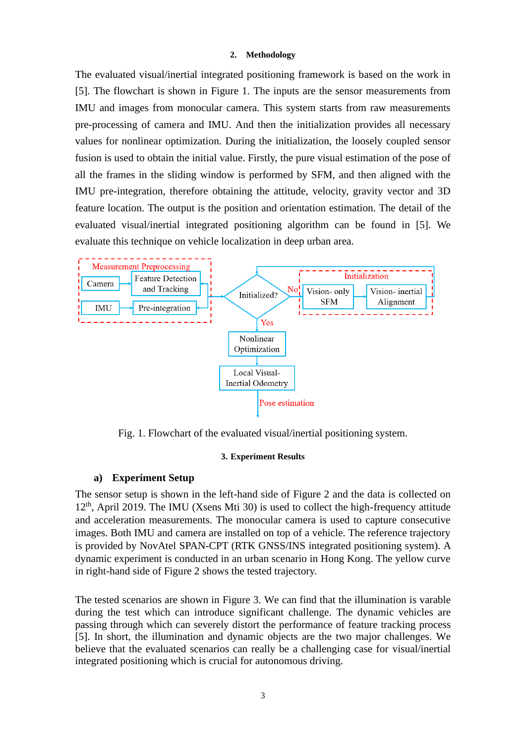## 2. Methodology

The evaluated visual/inertial integrated positioning framework is based on the work in [5]. The flowchart is shown in Figure 1. The inputs are the sensor measurements from IMU and images from monocular camera. This system starts from raw measurements pre-processing of camera and IMU. And then the initialization provides all necessary values for nonlinear optimization. During the initialization, the loosely coupled sensor fusion is used to obtain the initial value. Firstly, the pure visual estimation of the pose of all the frames in the sliding window is performed by SFM, and then aligned with the IMU pre-integration, therefore obtaining the attitude, velocity, gravity vector and 3D feature location. The output is the position and orientation estimation. The detail of the evaluated visual/inertial integrated positioning algorithm can be found in [5]. We evaluate this technique on vehicle localization in deep urban area.

Fig. 1. Flowchart of the evaluated visual/inertial positioning system.

## 3. Experiment Results

### a) Experiment Setup

The sensor setup is shown in the left-hand side of Figure 2 and the data is collected on 12th, April 2019. The IMU (Xsens Mti 30) is used to collect the high-frequency attitude and acceleration measurements. The monocular camera is used to capture consecutive images. Both IMU and camera are installed on top of a vehicle. The reference trajectory is provided by NovAtel SPAN-CPT (RTK GNSS/INS integrated positioning system). A dynamic experiment is conducted in an urban scenario in Hong Kong. The yellow curve in right-hand side of Figure 2 shows the tested trajectory.

The tested scenarios are shown in Figure 3. We can find that the illumination is varable during the test which can introduce significant challenge. The dynamic vehicles are passing through which can severely distort the performance of feature tracking process [5]. In short, the illumination and dynamic objects are the two major challenges. We believe that the evaluated scenarios can really be a challenging case for visual/inertial integrated positioning which is crucial for autonomous driving.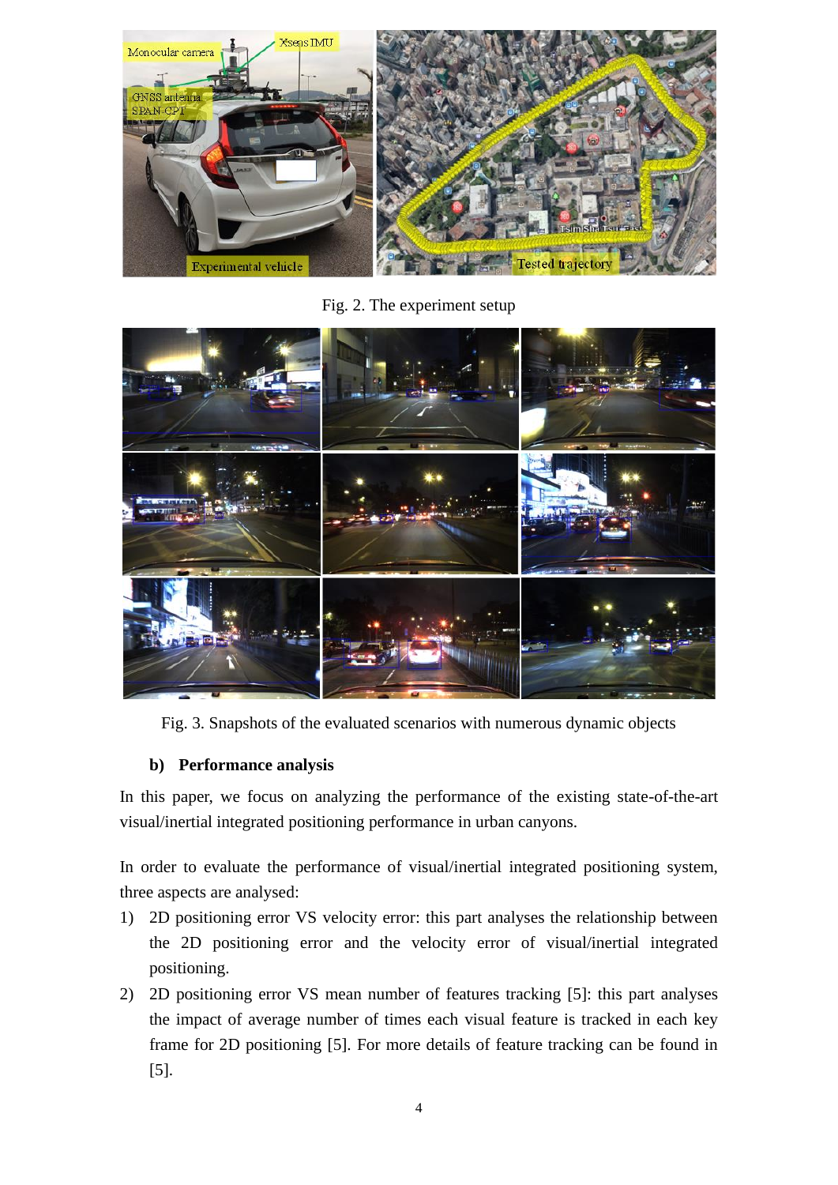Fig. 2. The experiment setup

Fig. 3. Snapshots of the evaluated scenarios with numerous dynamic objects

### b) Performance analysis

In this paper, we focus on analyzing the performance of the existing state-of-the-art visual/inertial integrated positioning performance in urban canyons.

In order to evaluate the performance of visual/inertial integrated positioning system, three aspects are analysed:

1) 2D positioning error VS velocity error: this part analyses the relationship between the 2D positioning error and the velocity error of visual/inertial integrated positioning.
2) 2D positioning error VS mean number of features tracking [5]: this part analyses the impact of average number of times each visual feature is tracked in each key frame for 2D positioning [5]. For more details of feature tracking can be found in [5].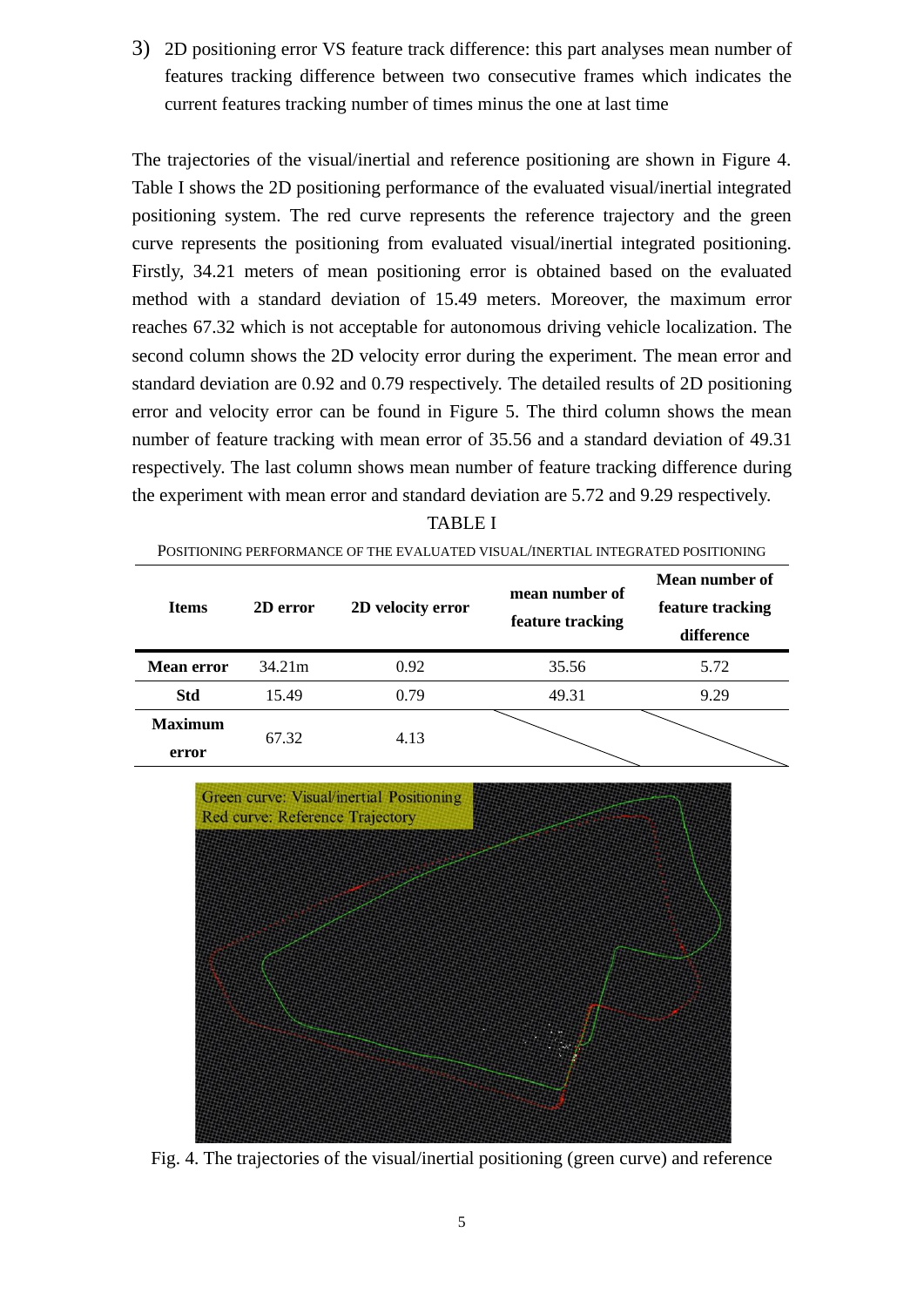3) 2D positioning error VS feature track difference: this part analyses mean number of features tracking difference between two consecutive frames which indicates the current features tracking number of times minus the one at last time

The trajectories of the visual/inertial and reference positioning are shown in Figure 4. Table I shows the 2D positioning performance of the evaluated visual/inertial integrated positioning system. The red curve represents the reference trajectory and the green curve represents the positioning from evaluated visual/inertial integrated positioning. Firstly, 34.21 meters of mean positioning error is obtained based on the evaluated method with a standard deviation of 15.49 meters. Moreover, the maximum error reaches 67.32 which is not acceptable for autonomous driving vehicle localization. The second column shows the 2D velocity error during the experiment. The mean error and standard deviation are 0.92 and 0.79 respectively. The detailed results of 2D positioning error and velocity error can be found in Figure 5. The third column shows the mean number of feature tracking with mean error of 35.56 and a standard deviation of 49.31 respectively. The last column shows mean number of feature tracking difference during the experiment with mean error and standard deviation are 5.72 and 9.29 respectively.

TABLE I

POSITIONING PERFORMANCE OF THE EVALUATED VISUAL/INERTIAL INTEGRATED POSITIONING

| **Items** | **2D error** | **2D velocity error** | **mean number of feature tracking** | **Mean number of feature tracking difference** |
|---|---|---|---|---|
| **Mean error** | 34.21m | 0.92 | 35.56 | 5.72 |
| **Std** | 15.49 | 0.79 | 49.31 | 9.29 |
| **Maximum error** | 67.32 | 4.13 | | |

Fig. 4. The trajectories of the visual/inertial positioning (green curve) and reference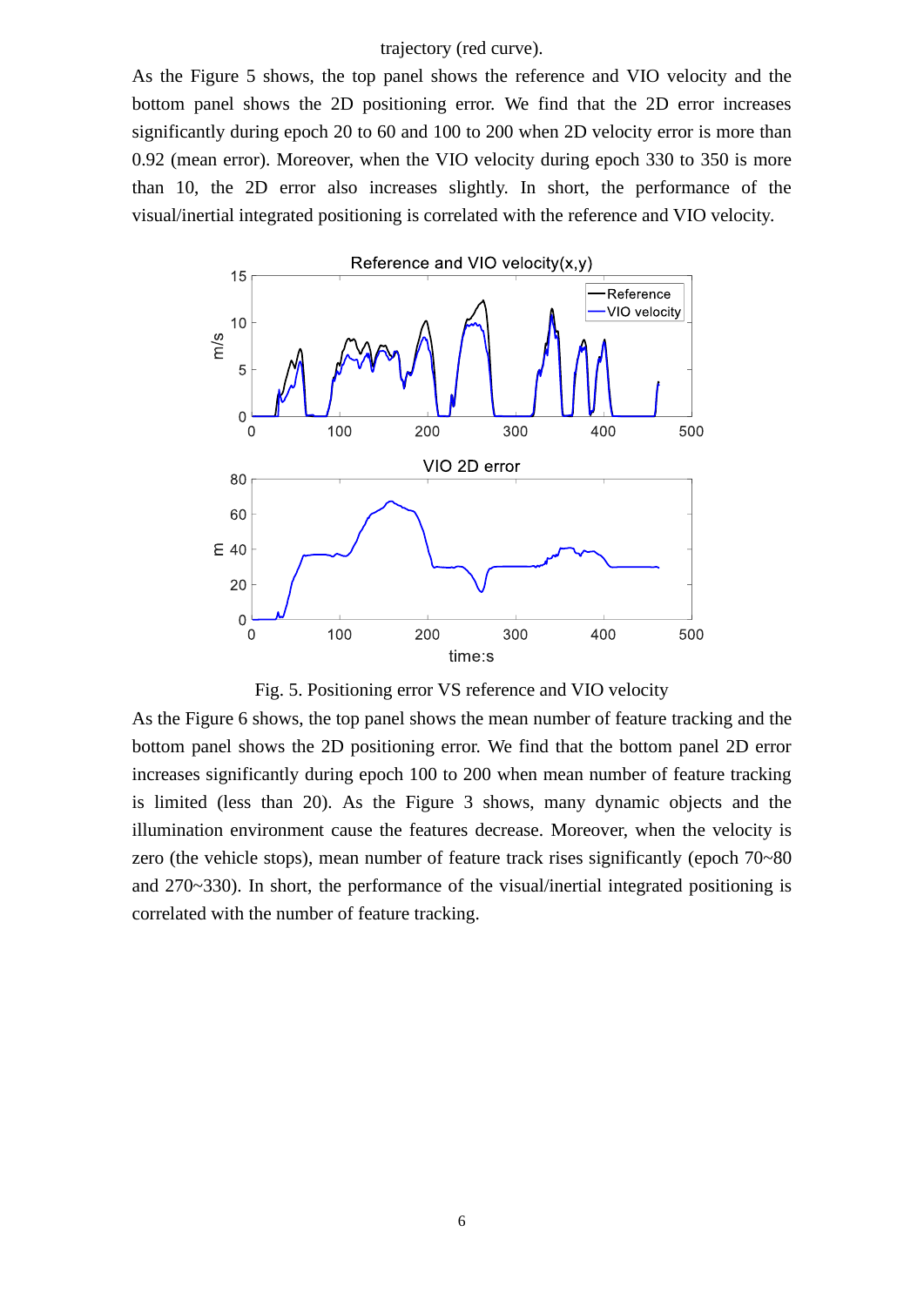trajectory (red curve).

As the Figure 5 shows, the top panel shows the reference and VIO velocity and the bottom panel shows the 2D positioning error. We find that the 2D error increases significantly during epoch 20 to 60 and 100 to 200 when 2D velocity error is more than 0.92 (mean error). Moreover, when the VIO velocity during epoch 330 to 350 is more than 10, the 2D error also increases slightly. In short, the performance of the visual/inertial integrated positioning is correlated with the reference and VIO velocity.

Fig. 5. Positioning error VS reference and VIO velocity

As the Figure 6 shows, the top panel shows the mean number of feature tracking and the bottom panel shows the 2D positioning error. We find that the bottom panel 2D error increases significantly during epoch 100 to 200 when mean number of feature tracking is limited (less than 20). As the Figure 3 shows, many dynamic objects and the illumination environment cause the features decrease. Moreover, when the velocity is zero (the vehicle stops), mean number of feature track rises significantly (epoch 70~80 and 270~330). In short, the performance of the visual/inertial integrated positioning is correlated with the number of feature tracking.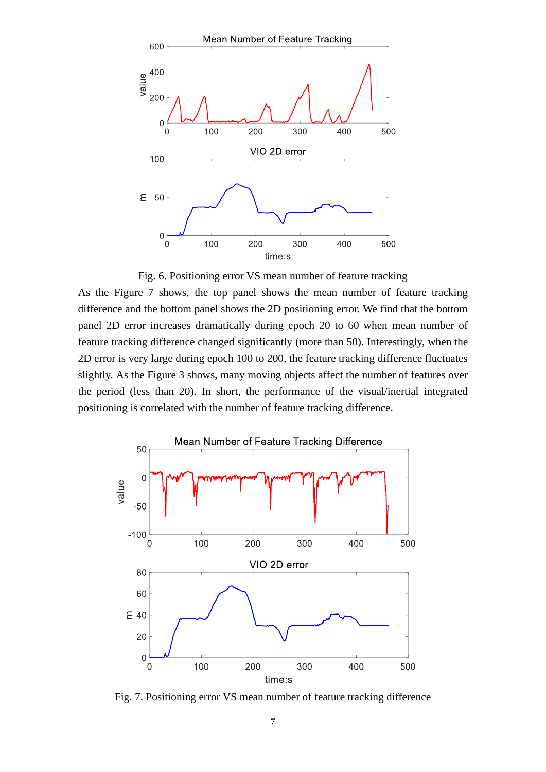Fig. 6. Positioning error VS mean number of feature tracking

As the Figure 7 shows, the top panel shows the mean number of feature tracking difference and the bottom panel shows the 2D positioning error. We find that the bottom panel 2D error increases dramatically during epoch 20 to 60 when mean number of feature tracking difference changed significantly (more than 50). Interestingly, when the 2D error is very large during epoch 100 to 200, the feature tracking difference fluctuates slightly. As the Figure 3 shows, many moving objects affect the number of features over the period (less than 20). In short, the performance of the visual/inertial integrated positioning is correlated with the number of feature tracking difference.

Fig. 7. Positioning error VS mean number of feature tracking difference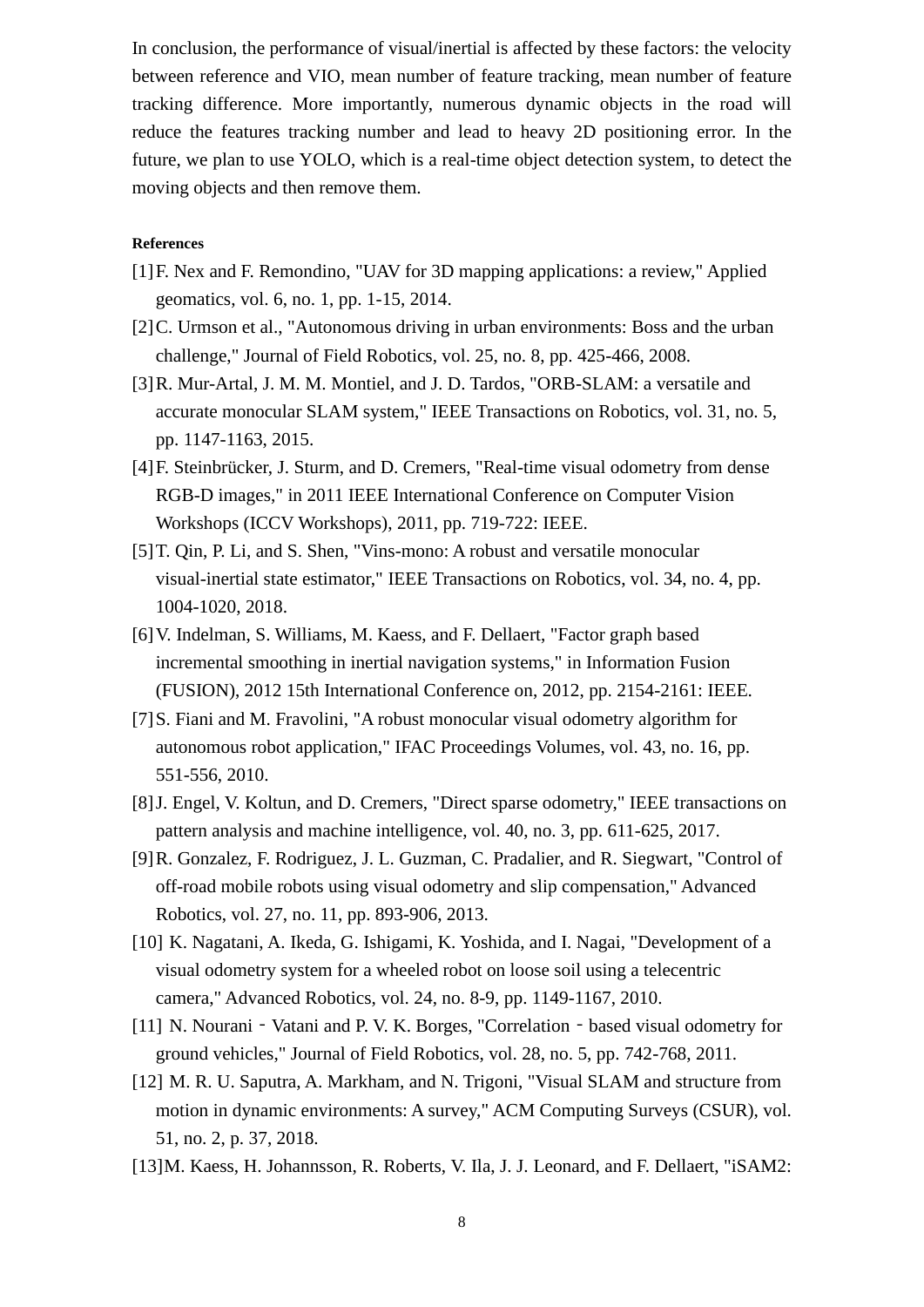In conclusion, the performance of visual/inertial is affected by these factors: the velocity between reference and VIO, mean number of feature tracking, mean number of feature tracking difference. More importantly, numerous dynamic objects in the road will reduce the features tracking number and lead to heavy 2D positioning error. In the future, we plan to use YOLO, which is a real-time object detection system, to detect the moving objects and then remove them.

**References**

[1] F. Nex and F. Remondino, "UAV for 3D mapping applications: a review," Applied geomatics, vol. 6, no. 1, pp. 1-15, 2014.

[2] C. Urmson et al., "Autonomous driving in urban environments: Boss and the urban challenge," Journal of Field Robotics, vol. 25, no. 8, pp. 425-466, 2008.

[3] R. Mur-Artal, J. M. M. Montiel, and J. D. Tardos, "ORB-SLAM: a versatile and accurate monocular SLAM system," IEEE Transactions on Robotics, vol. 31, no. 5, pp. 1147-1163, 2015.

[4] F. Steinbrücker, J. Sturm, and D. Cremers, "Real-time visual odometry from dense RGB-D images," in 2011 IEEE International Conference on Computer Vision Workshops (ICCV Workshops), 2011, pp. 719-722: IEEE.

[5] T. Qin, P. Li, and S. Shen, "Vins-mono: A robust and versatile monocular visual-inertial state estimator," IEEE Transactions on Robotics, vol. 34, no. 4, pp. 1004-1020, 2018.

[6] V. Indelman, S. Williams, M. Kaess, and F. Dellaert, "Factor graph based incremental smoothing in inertial navigation systems," in Information Fusion (FUSION), 2012 15th International Conference on, 2012, pp. 2154-2161: IEEE.

[7] S. Fiani and M. Fravolini, "A robust monocular visual odometry algorithm for autonomous robot application," IFAC Proceedings Volumes, vol. 43, no. 16, pp. 551-556, 2010.

[8] J. Engel, V. Koltun, and D. Cremers, "Direct sparse odometry," IEEE transactions on pattern analysis and machine intelligence, vol. 40, no. 3, pp. 611-625, 2017.

[9] R. Gonzalez, F. Rodriguez, J. L. Guzman, C. Pradalier, and R. Siegwart, "Control of off-road mobile robots using visual odometry and slip compensation," Advanced Robotics, vol. 27, no. 11, pp. 893-906, 2013.

[10] K. Nagatani, A. Ikeda, G. Ishigami, K. Yoshida, and I. Nagai, "Development of a visual odometry system for a wheeled robot on loose soil using a telecentric camera," Advanced Robotics, vol. 24, no. 8-9, pp. 1149-1167, 2010.

[11] N. Nourani‐Vatani and P. V. K. Borges, "Correlation‐based visual odometry for ground vehicles," Journal of Field Robotics, vol. 28, no. 5, pp. 742-768, 2011.

[12] M. R. U. Saputra, A. Markham, and N. Trigoni, "Visual SLAM and structure from motion in dynamic environments: A survey," ACM Computing Surveys (CSUR), vol. 51, no. 2, p. 37, 2018.

[13] M. Kaess, H. Johannsson, R. Roberts, V. Ila, J. J. Leonard, and F. Dellaert, "iSAM2: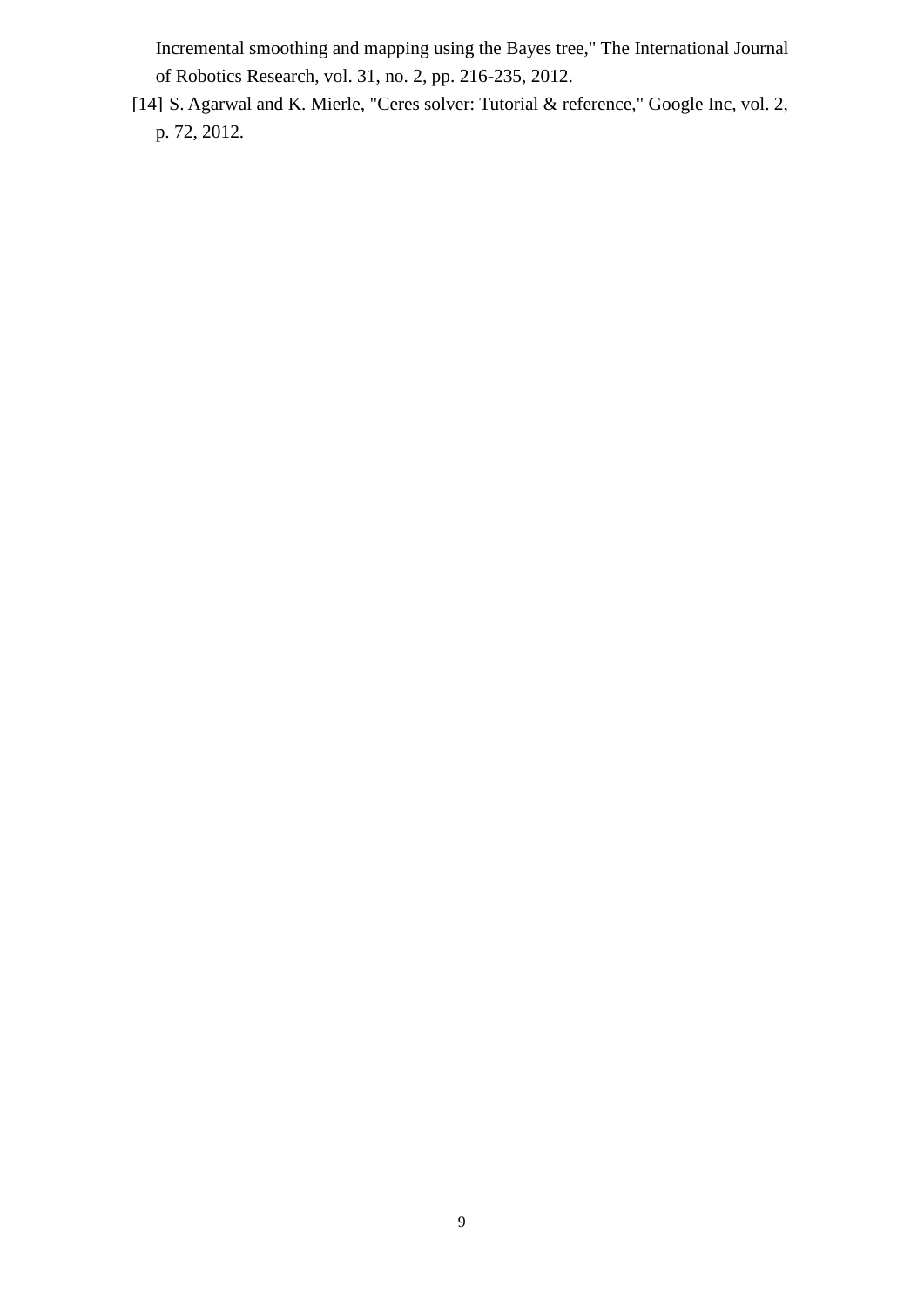Incremental smoothing and mapping using the Bayes tree," The International Journal of Robotics Research, vol. 31, no. 2, pp. 216-235, 2012.

[14] S. Agarwal and K. Mierle, "Ceres solver: Tutorial & reference," Google Inc, vol. 2, p. 72, 2012.